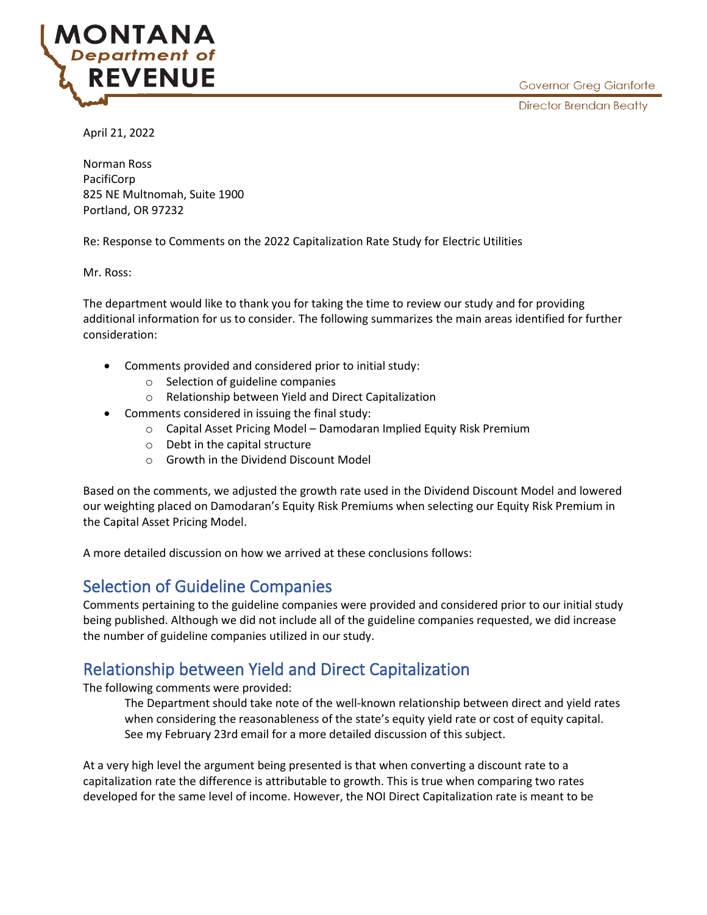MONTANA Department of REVENUE

Governor Greg Gianforte

Director Brendan Beatty

April 21, 2022

Norman Ross
PacifiCorp
825 NE Multnomah, Suite 1900
Portland, OR 97232

Re: Response to Comments on the 2022 Capitalization Rate Study for Electric Utilities

Mr. Ross:

The department would like to thank you for taking the time to review our study and for providing additional information for us to consider. The following summarizes the main areas identified for further consideration:

- Comments provided and considered prior to initial study:
  - Selection of guideline companies
  - Relationship between Yield and Direct Capitalization
- Comments considered in issuing the final study:
  - Capital Asset Pricing Model – Damodaran Implied Equity Risk Premium
  - Debt in the capital structure
  - Growth in the Dividend Discount Model

Based on the comments, we adjusted the growth rate used in the Dividend Discount Model and lowered our weighting placed on Damodaran's Equity Risk Premiums when selecting our Equity Risk Premium in the Capital Asset Pricing Model.

A more detailed discussion on how we arrived at these conclusions follows:

## Selection of Guideline Companies

Comments pertaining to the guideline companies were provided and considered prior to our initial study being published. Although we did not include all of the guideline companies requested, we did increase the number of guideline companies utilized in our study.

## Relationship between Yield and Direct Capitalization

The following comments were provided:

> The Department should take note of the well-known relationship between direct and yield rates when considering the reasonableness of the state's equity yield rate or cost of equity capital. See my February 23rd email for a more detailed discussion of this subject.

At a very high level the argument being presented is that when converting a discount rate to a capitalization rate the difference is attributable to growth. This is true when comparing two rates developed for the same level of income. However, the NOI Direct Capitalization rate is meant to be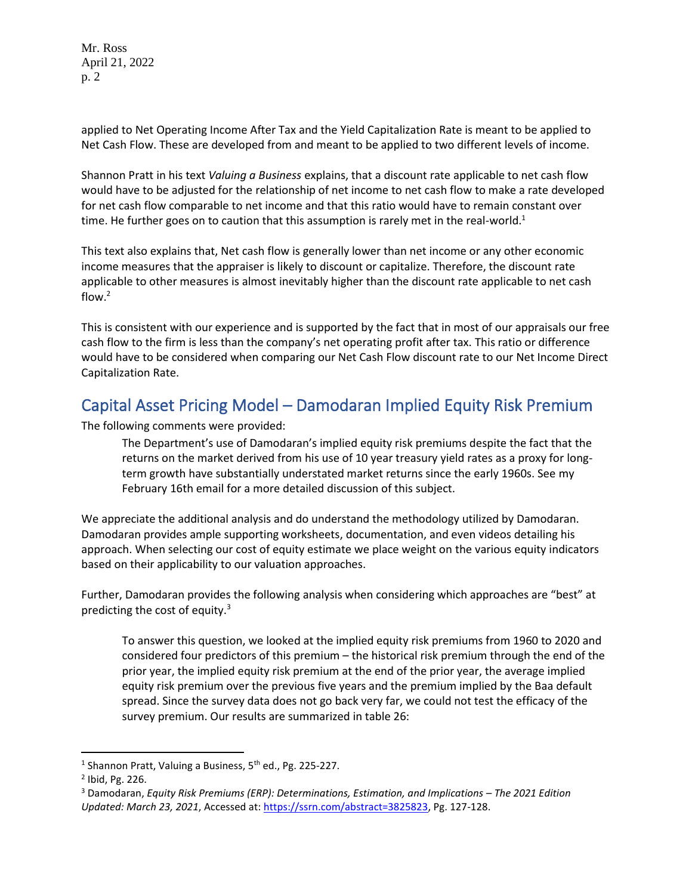applied to Net Operating Income After Tax and the Yield Capitalization Rate is meant to be applied to Net Cash Flow. These are developed from and meant to be applied to two different levels of income.

Shannon Pratt in his text *Valuing a Business* explains, that a discount rate applicable to net cash flow would have to be adjusted for the relationship of net income to net cash flow to make a rate developed for net cash flow comparable to net income and that this ratio would have to remain constant over time. He further goes on to caution that this assumption is rarely met in the real-world.[1]

This text also explains that, Net cash flow is generally lower than net income or any other economic income measures that the appraiser is likely to discount or capitalize. Therefore, the discount rate applicable to other measures is almost inevitably higher than the discount rate applicable to net cash flow.[2]

This is consistent with our experience and is supported by the fact that in most of our appraisals our free cash flow to the firm is less than the company's net operating profit after tax. This ratio or difference would have to be considered when comparing our Net Cash Flow discount rate to our Net Income Direct Capitalization Rate.

## Capital Asset Pricing Model – Damodaran Implied Equity Risk Premium

The following comments were provided:

> The Department's use of Damodaran's implied equity risk premiums despite the fact that the returns on the market derived from his use of 10 year treasury yield rates as a proxy for long-term growth have substantially understated market returns since the early 1960s. See my February 16th email for a more detailed discussion of this subject.

We appreciate the additional analysis and do understand the methodology utilized by Damodaran. Damodaran provides ample supporting worksheets, documentation, and even videos detailing his approach. When selecting our cost of equity estimate we place weight on the various equity indicators based on their applicability to our valuation approaches.

Further, Damodaran provides the following analysis when considering which approaches are "best" at predicting the cost of equity.[3]

> To answer this question, we looked at the implied equity risk premiums from 1960 to 2020 and considered four predictors of this premium – the historical risk premium through the end of the prior year, the implied equity risk premium at the end of the prior year, the average implied equity risk premium over the previous five years and the premium implied by the Baa default spread. Since the survey data does not go back very far, we could not test the efficacy of the survey premium. Our results are summarized in table 26:

---

[1] Shannon Pratt, Valuing a Business, 5th ed., Pg. 225-227.

[2] Ibid, Pg. 226.

[3] Damodaran, *Equity Risk Premiums (ERP): Determinations, Estimation, and Implications – The 2021 Edition Updated: March 23, 2021*, Accessed at: https://ssrn.com/abstract=3825823, Pg. 127-128.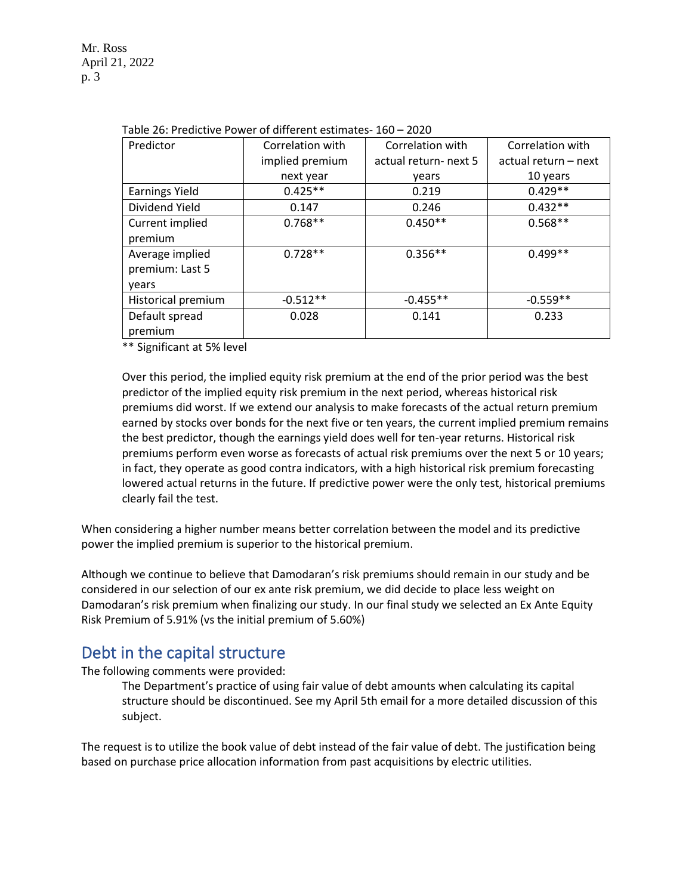Table 26: Predictive Power of different estimates- 160 – 2020

| Predictor | Correlation with implied premium next year | Correlation with actual return- next 5 years | Correlation with actual return – next 10 years |
|---|---|---|---|
| Earnings Yield | 0.425** | 0.219 | 0.429** |
| Dividend Yield | 0.147 | 0.246 | 0.432** |
| Current implied premium | 0.768** | 0.450** | 0.568** |
| Average implied premium: Last 5 years | 0.728** | 0.356** | 0.499** |
| Historical premium | -0.512** | -0.455** | -0.559** |
| Default spread premium | 0.028 | 0.141 | 0.233 |

** Significant at 5% level

> Over this period, the implied equity risk premium at the end of the prior period was the best predictor of the implied equity risk premium in the next period, whereas historical risk premiums did worst. If we extend our analysis to make forecasts of the actual return premium earned by stocks over bonds for the next five or ten years, the current implied premium remains the best predictor, though the earnings yield does well for ten-year returns. Historical risk premiums perform even worse as forecasts of actual risk premiums over the next 5 or 10 years; in fact, they operate as good contra indicators, with a high historical risk premium forecasting lowered actual returns in the future. If predictive power were the only test, historical premiums clearly fail the test.

When considering a higher number means better correlation between the model and its predictive power the implied premium is superior to the historical premium.

Although we continue to believe that Damodaran's risk premiums should remain in our study and be considered in our selection of our ex ante risk premium, we did decide to place less weight on Damodaran's risk premium when finalizing our study. In our final study we selected an Ex Ante Equity Risk Premium of 5.91% (vs the initial premium of 5.60%)

## Debt in the capital structure

The following comments were provided:

> The Department's practice of using fair value of debt amounts when calculating its capital structure should be discontinued. See my April 5th email for a more detailed discussion of this subject.

The request is to utilize the book value of debt instead of the fair value of debt. The justification being based on purchase price allocation information from past acquisitions by electric utilities.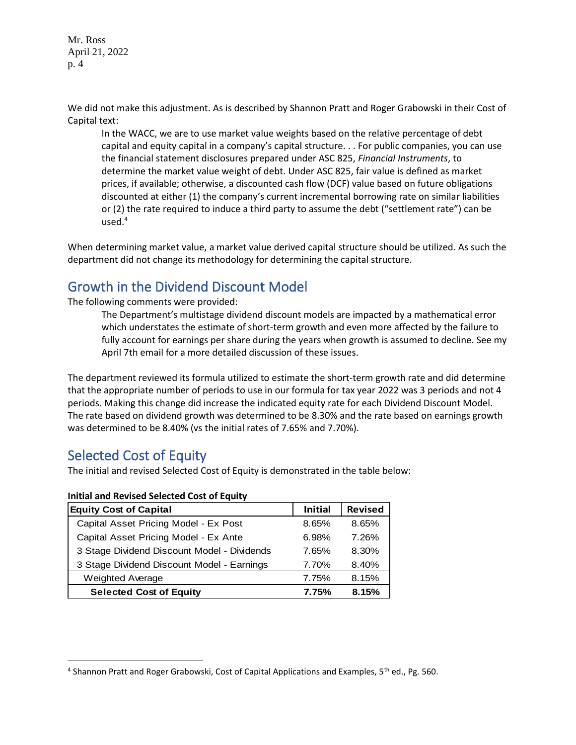We did not make this adjustment. As is described by Shannon Pratt and Roger Grabowski in their Cost of Capital text:

> In the WACC, we are to use market value weights based on the relative percentage of debt capital and equity capital in a company's capital structure. . . For public companies, you can use the financial statement disclosures prepared under ASC 825, *Financial Instruments*, to determine the market value weight of debt. Under ASC 825, fair value is defined as market prices, if available; otherwise, a discounted cash flow (DCF) value based on future obligations discounted at either (1) the company's current incremental borrowing rate on similar liabilities or (2) the rate required to induce a third party to assume the debt ("settlement rate") can be used.[4]

When determining market value, a market value derived capital structure should be utilized. As such the department did not change its methodology for determining the capital structure.

## Growth in the Dividend Discount Model

The following comments were provided:

> The Department's multistage dividend discount models are impacted by a mathematical error which understates the estimate of short-term growth and even more affected by the failure to fully account for earnings per share during the years when growth is assumed to decline. See my April 7th email for a more detailed discussion of these issues.

The department reviewed its formula utilized to estimate the short-term growth rate and did determine that the appropriate number of periods to use in our formula for tax year 2022 was 3 periods and not 4 periods. Making this change did increase the indicated equity rate for each Dividend Discount Model. The rate based on dividend growth was determined to be 8.30% and the rate based on earnings growth was determined to be 8.40% (vs the initial rates of 7.65% and 7.70%).

## Selected Cost of Equity

The initial and revised Selected Cost of Equity is demonstrated in the table below:

**Initial and Revised Selected Cost of Equity**

| Equity Cost of Capital | Initial | Revised |
|---|---|---|
| Capital Asset Pricing Model - Ex Post | 8.65% | 8.65% |
| Capital Asset Pricing Model - Ex Ante | 6.98% | 7.26% |
| 3 Stage Dividend Discount Model - Dividends | 7.65% | 8.30% |
| 3 Stage Dividend Discount Model - Earnings | 7.70% | 8.40% |
| Weighted Average | 7.75% | 8.15% |
| **Selected Cost of Equity** | **7.75%** | **8.15%** |

[4] Shannon Pratt and Roger Grabowski, Cost of Capital Applications and Examples, 5th ed., Pg. 560.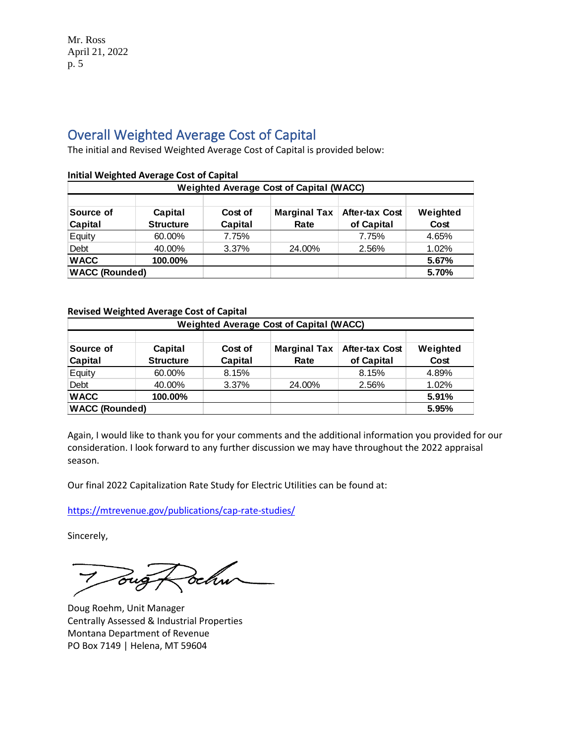## Overall Weighted Average Cost of Capital

The initial and Revised Weighted Average Cost of Capital is provided below:

**Initial Weighted Average Cost of Capital**

| Weighted Average Cost of Capital (WACC) | | | | | |
|---|---|---|---|---|---|
| **Source of Capital** | **Capital Structure** | **Cost of Capital** | **Marginal Tax Rate** | **After-tax Cost of Capital** | **Weighted Cost** |
| Equity | 60.00% | 7.75% | | 7.75% | 4.65% |
| Debt | 40.00% | 3.37% | 24.00% | 2.56% | 1.02% |
| **WACC** | **100.00%** | | | | **5.67%** |
| **WACC (Rounded)** | | | | | **5.70%** |

**Revised Weighted Average Cost of Capital**

| Weighted Average Cost of Capital (WACC) | | | | | |
|---|---|---|---|---|---|
| **Source of Capital** | **Capital Structure** | **Cost of Capital** | **Marginal Tax Rate** | **After-tax Cost of Capital** | **Weighted Cost** |
| Equity | 60.00% | 8.15% | | 8.15% | 4.89% |
| Debt | 40.00% | 3.37% | 24.00% | 2.56% | 1.02% |
| **WACC** | **100.00%** | | | | **5.91%** |
| **WACC (Rounded)** | | | | | **5.95%** |

Again, I would like to thank you for your comments and the additional information you provided for our consideration. I look forward to any further discussion we may have throughout the 2022 appraisal season.

Our final 2022 Capitalization Rate Study for Electric Utilities can be found at:

https://mtrevenue.gov/publications/cap-rate-studies/

Sincerely,

Doug Roehm, Unit Manager
Centrally Assessed & Industrial Properties
Montana Department of Revenue
PO Box 7149 | Helena, MT 59604